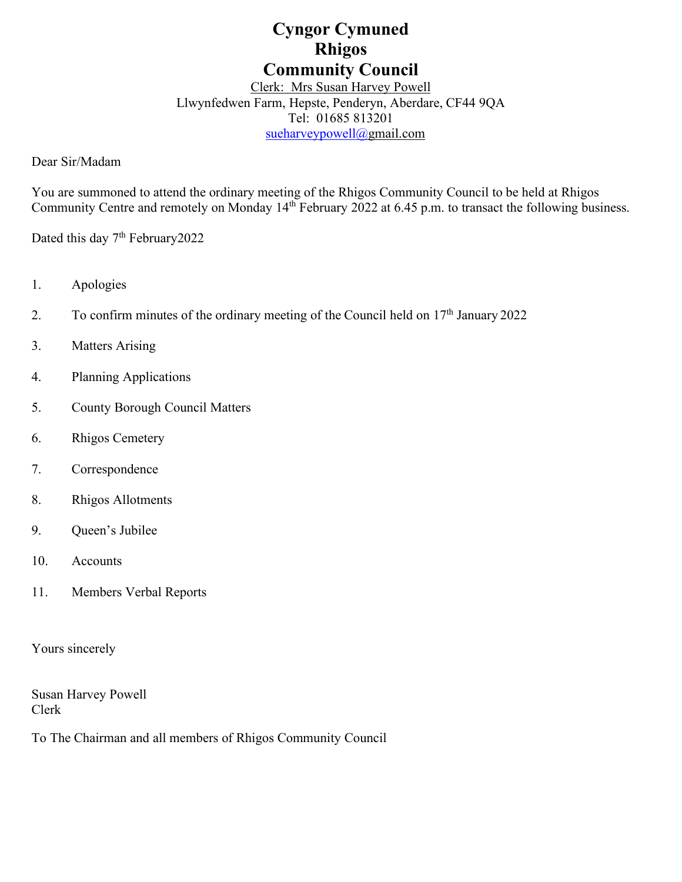# Cyngor Cymuned
# Rhigos
# Community Council

Clerk: Mrs Susan Harvey Powell
Llwynfedwen Farm, Hepste, Penderyn, Aberdare, CF44 9QA
Tel: 01685 813201
sueharveypowell@gmail.com

Dear Sir/Madam

You are summoned to attend the ordinary meeting of the Rhigos Community Council to be held at Rhigos Community Centre and remotely on Monday 14th February 2022 at 6.45 p.m. to transact the following business.

Dated this day 7th February2022

1. Apologies
2. To confirm minutes of the ordinary meeting of the Council held on 17th January 2022
3. Matters Arising
4. Planning Applications
5. County Borough Council Matters
6. Rhigos Cemetery
7. Correspondence
8. Rhigos Allotments
9. Queen's Jubilee
10. Accounts
11. Members Verbal Reports

Yours sincerely

Susan Harvey Powell
Clerk

To The Chairman and all members of Rhigos Community Council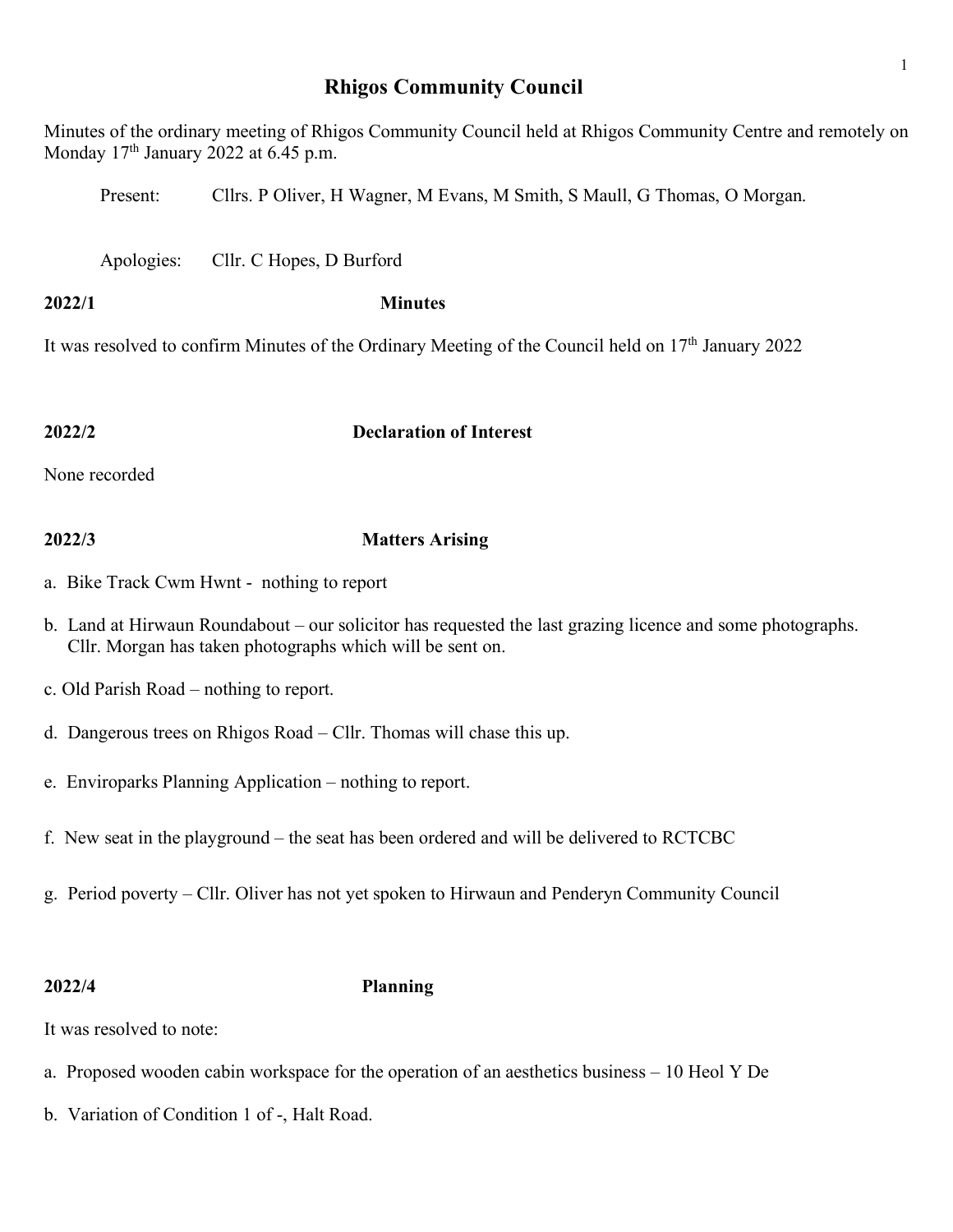# Rhigos Community Council

Minutes of the ordinary meeting of Rhigos Community Council held at Rhigos Community Centre and remotely on Monday 17th January 2022 at 6.45 p.m.

Present: Cllrs. P Oliver, H Wagner, M Evans, M Smith, S Maull, G Thomas, O Morgan.

Apologies: Cllr. C Hopes, D Burford

## 2022/1 Minutes

It was resolved to confirm Minutes of the Ordinary Meeting of the Council held on 17th January 2022

## 2022/2 Declaration of Interest

None recorded

## 2022/3 Matters Arising

a. Bike Track Cwm Hwnt - nothing to report

b. Land at Hirwaun Roundabout – our solicitor has requested the last grazing licence and some photographs. Cllr. Morgan has taken photographs which will be sent on.

c. Old Parish Road – nothing to report.

d. Dangerous trees on Rhigos Road – Cllr. Thomas will chase this up.

e. Enviroparks Planning Application – nothing to report.

f. New seat in the playground – the seat has been ordered and will be delivered to RCTCBC

g. Period poverty – Cllr. Oliver has not yet spoken to Hirwaun and Penderyn Community Council

## 2022/4 Planning

It was resolved to note:

a. Proposed wooden cabin workspace for the operation of an aesthetics business – 10 Heol Y De

b. Variation of Condition 1 of -, Halt Road.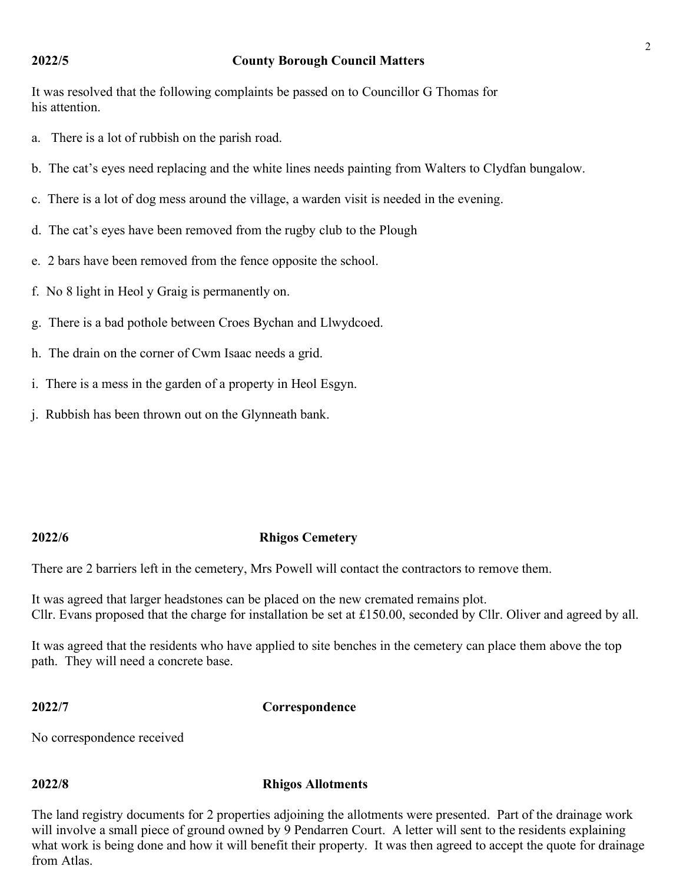## 2022/5 County Borough Council Matters

It was resolved that the following complaints be passed on to Councillor G Thomas for his attention.

a. There is a lot of rubbish on the parish road.

b. The cat's eyes need replacing and the white lines needs painting from Walters to Clydfan bungalow.

c. There is a lot of dog mess around the village, a warden visit is needed in the evening.

d. The cat's eyes have been removed from the rugby club to the Plough

e. 2 bars have been removed from the fence opposite the school.

f. No 8 light in Heol y Graig is permanently on.

g. There is a bad pothole between Croes Bychan and Llwydcoed.

h. The drain on the corner of Cwm Isaac needs a grid.

i. There is a mess in the garden of a property in Heol Esgyn.

j. Rubbish has been thrown out on the Glynneath bank.

## 2022/6 Rhigos Cemetery

There are 2 barriers left in the cemetery, Mrs Powell will contact the contractors to remove them.

It was agreed that larger headstones can be placed on the new cremated remains plot.
Cllr. Evans proposed that the charge for installation be set at £150.00, seconded by Cllr. Oliver and agreed by all.

It was agreed that the residents who have applied to site benches in the cemetery can place them above the top path. They will need a concrete base.

## 2022/7 Correspondence

No correspondence received

## 2022/8 Rhigos Allotments

The land registry documents for 2 properties adjoining the allotments were presented. Part of the drainage work will involve a small piece of ground owned by 9 Pendarren Court. A letter will sent to the residents explaining what work is being done and how it will benefit their property. It was then agreed to accept the quote for drainage from Atlas.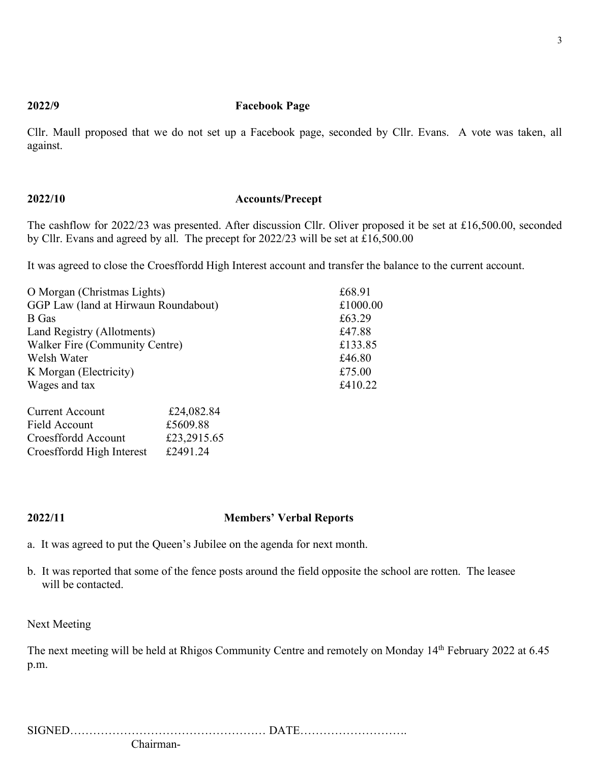**2022/9 Facebook Page**

Cllr. Maull proposed that we do not set up a Facebook page, seconded by Cllr. Evans. A vote was taken, all against.

**2022/10 Accounts/Precept**

The cashflow for 2022/23 was presented. After discussion Cllr. Oliver proposed it be set at £16,500.00, seconded by Cllr. Evans and agreed by all. The precept for 2022/23 will be set at £16,500.00

It was agreed to close the Croesffordd High Interest account and transfer the balance to the current account.

| | |
|---|---|
| O Morgan (Christmas Lights) | £68.91 |
| GGP Law (land at Hirwaun Roundabout) | £1000.00 |
| B Gas | £63.29 |
| Land Registry (Allotments) | £47.88 |
| Walker Fire (Community Centre) | £133.85 |
| Welsh Water | £46.80 |
| K Morgan (Electricity) | £75.00 |
| Wages and tax | £410.22 |

| | |
|---|---|
| Current Account | £24,082.84 |
| Field Account | £5609.88 |
| Croesffordd Account | £23,2915.65 |
| Croesffordd High Interest | £2491.24 |

**2022/11 Members' Verbal Reports**

a. It was agreed to put the Queen's Jubilee on the agenda for next month.

b. It was reported that some of the fence posts around the field opposite the school are rotten. The leasee will be contacted.

Next Meeting

The next meeting will be held at Rhigos Community Centre and remotely on Monday 14th February 2022 at 6.45 p.m.

SIGNED…………………………………………… DATE……………………….

Chairman-